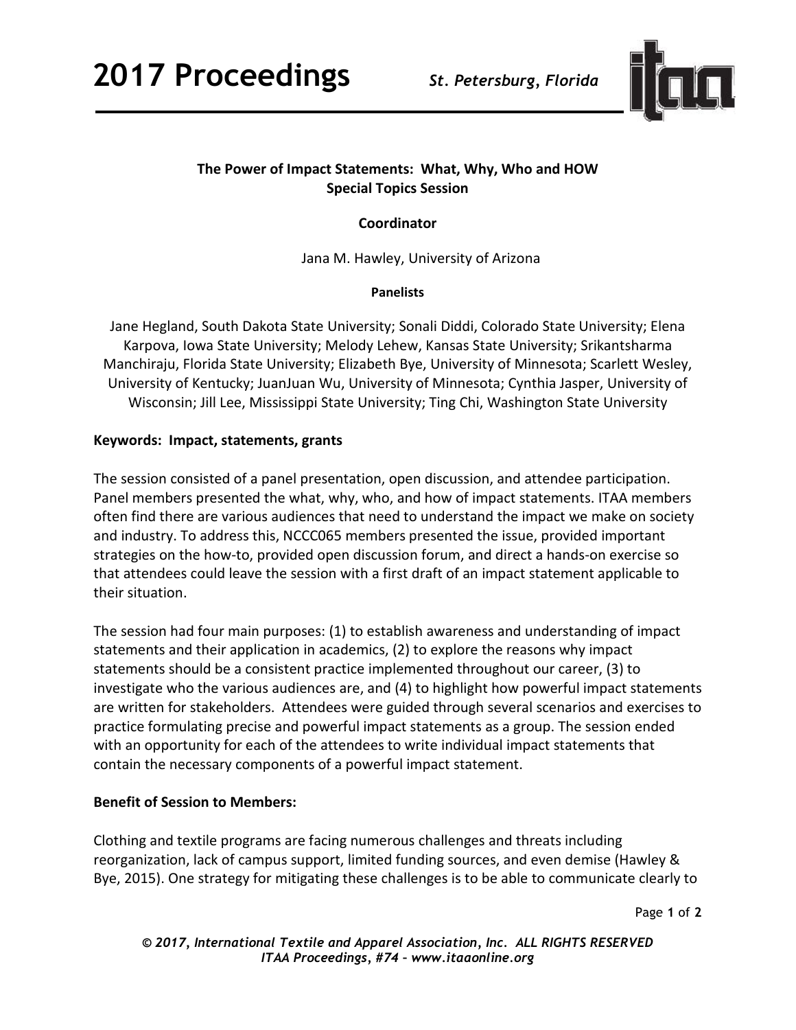# The Power of Impact Statements: What, Why, Who and HOW

## Special Topics Session

### Coordinator

Jana M. Hawley, University of Arizona

#### Panelists

Jane Hegland, South Dakota State University; Sonali Diddi, Colorado State University; Elena Karpova, Iowa State University; Melody Lehew, Kansas State University; Srikantsharma Manchiraju, Florida State University; Elizabeth Bye, University of Minnesota; Scarlett Wesley, University of Kentucky; JuanJuan Wu, University of Minnesota; Cynthia Jasper, University of Wisconsin; Jill Lee, Mississippi State University; Ting Chi, Washington State University

**Keywords: Impact, statements, grants**

The session consisted of a panel presentation, open discussion, and attendee participation. Panel members presented the what, why, who, and how of impact statements. ITAA members often find there are various audiences that need to understand the impact we make on society and industry. To address this, NCCC065 members presented the issue, provided important strategies on the how-to, provided open discussion forum, and direct a hands-on exercise so that attendees could leave the session with a first draft of an impact statement applicable to their situation.

The session had four main purposes: (1) to establish awareness and understanding of impact statements and their application in academics, (2) to explore the reasons why impact statements should be a consistent practice implemented throughout our career, (3) to investigate who the various audiences are, and (4) to highlight how powerful impact statements are written for stakeholders. Attendees were guided through several scenarios and exercises to practice formulating precise and powerful impact statements as a group. The session ended with an opportunity for each of the attendees to write individual impact statements that contain the necessary components of a powerful impact statement.

**Benefit of Session to Members:**

Clothing and textile programs are facing numerous challenges and threats including reorganization, lack of campus support, limited funding sources, and even demise (Hawley & Bye, 2015). One strategy for mitigating these challenges is to be able to communicate clearly to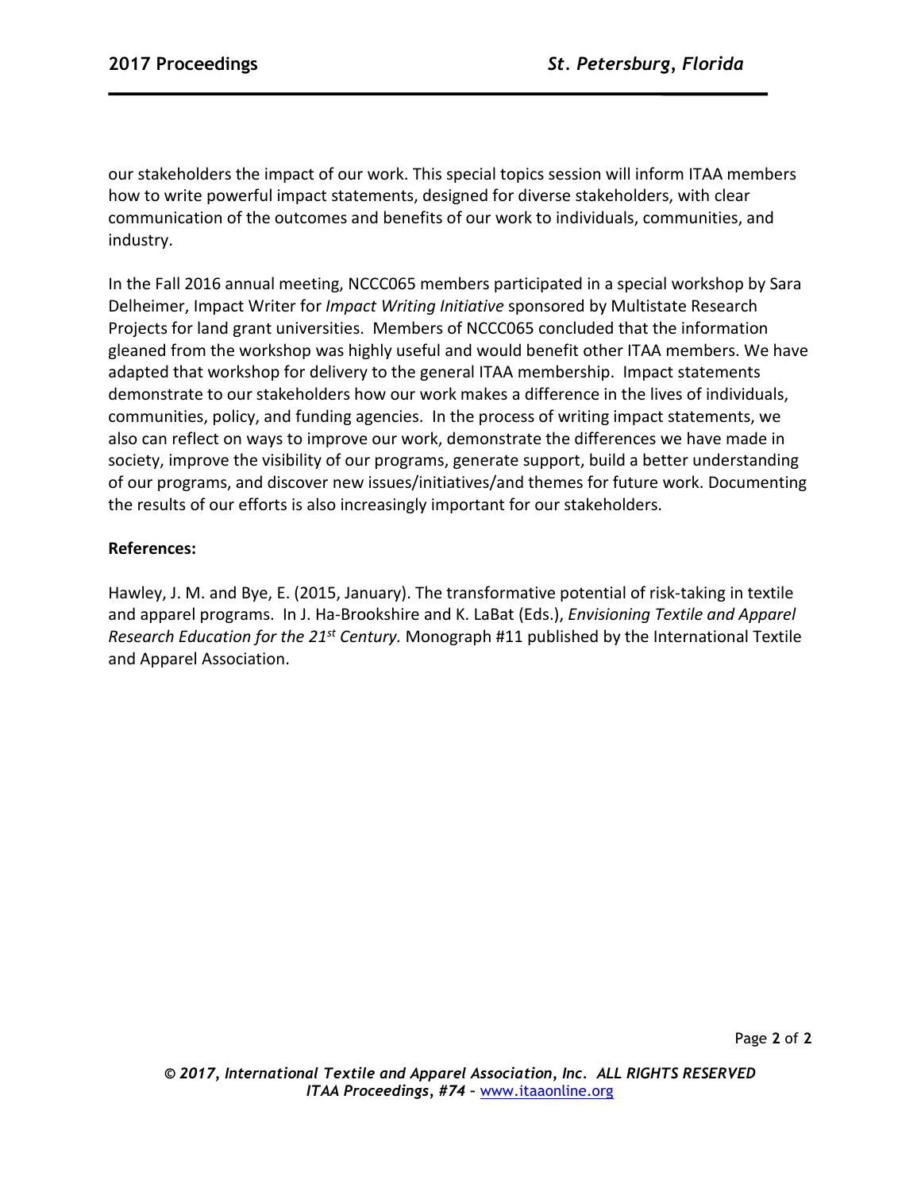our stakeholders the impact of our work. This special topics session will inform ITAA members how to write powerful impact statements, designed for diverse stakeholders, with clear communication of the outcomes and benefits of our work to individuals, communities, and industry.

In the Fall 2016 annual meeting, NCCC065 members participated in a special workshop by Sara Delheimer, Impact Writer for *Impact Writing Initiative* sponsored by Multistate Research Projects for land grant universities. Members of NCCC065 concluded that the information gleaned from the workshop was highly useful and would benefit other ITAA members. We have adapted that workshop for delivery to the general ITAA membership. Impact statements demonstrate to our stakeholders how our work makes a difference in the lives of individuals, communities, policy, and funding agencies. In the process of writing impact statements, we also can reflect on ways to improve our work, demonstrate the differences we have made in society, improve the visibility of our programs, generate support, build a better understanding of our programs, and discover new issues/initiatives/and themes for future work. Documenting the results of our efforts is also increasingly important for our stakeholders.

**References:**

Hawley, J. M. and Bye, E. (2015, January). The transformative potential of risk-taking in textile and apparel programs. In J. Ha-Brookshire and K. LaBat (Eds.), *Envisioning Textile and Apparel Research Education for the 21st Century.* Monograph #11 published by the International Textile and Apparel Association.